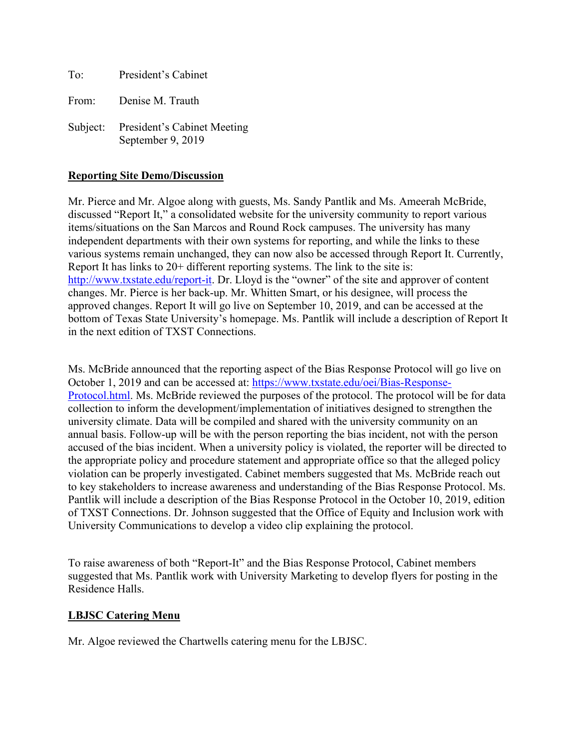To: President's Cabinet

From: Denise M. Trauth

Subject: President's Cabinet Meeting
September 9, 2019

**Reporting Site Demo/Discussion**

Mr. Pierce and Mr. Algoe along with guests, Ms. Sandy Pantlik and Ms. Ameerah McBride, discussed "Report It," a consolidated website for the university community to report various items/situations on the San Marcos and Round Rock campuses. The university has many independent departments with their own systems for reporting, and while the links to these various systems remain unchanged, they can now also be accessed through Report It. Currently, Report It has links to 20+ different reporting systems. The link to the site is: [http://www.txstate.edu/report-it](http://www.txstate.edu/report-it). Dr. Lloyd is the "owner" of the site and approver of content changes. Mr. Pierce is her back-up. Mr. Whitten Smart, or his designee, will process the approved changes. Report It will go live on September 10, 2019, and can be accessed at the bottom of Texas State University's homepage. Ms. Pantlik will include a description of Report It in the next edition of TXST Connections.

Ms. McBride announced that the reporting aspect of the Bias Response Protocol will go live on October 1, 2019 and can be accessed at: [https://www.txstate.edu/oei/Bias-Response-Protocol.html](https://www.txstate.edu/oei/Bias-Response-Protocol.html). Ms. McBride reviewed the purposes of the protocol. The protocol will be for data collection to inform the development/implementation of initiatives designed to strengthen the university climate. Data will be compiled and shared with the university community on an annual basis. Follow-up will be with the person reporting the bias incident, not with the person accused of the bias incident. When a university policy is violated, the reporter will be directed to the appropriate policy and procedure statement and appropriate office so that the alleged policy violation can be properly investigated. Cabinet members suggested that Ms. McBride reach out to key stakeholders to increase awareness and understanding of the Bias Response Protocol. Ms. Pantlik will include a description of the Bias Response Protocol in the October 10, 2019, edition of TXST Connections. Dr. Johnson suggested that the Office of Equity and Inclusion work with University Communications to develop a video clip explaining the protocol.

To raise awareness of both "Report-It" and the Bias Response Protocol, Cabinet members suggested that Ms. Pantlik work with University Marketing to develop flyers for posting in the Residence Halls.

**LBJSC Catering Menu**

Mr. Algoe reviewed the Chartwells catering menu for the LBJSC.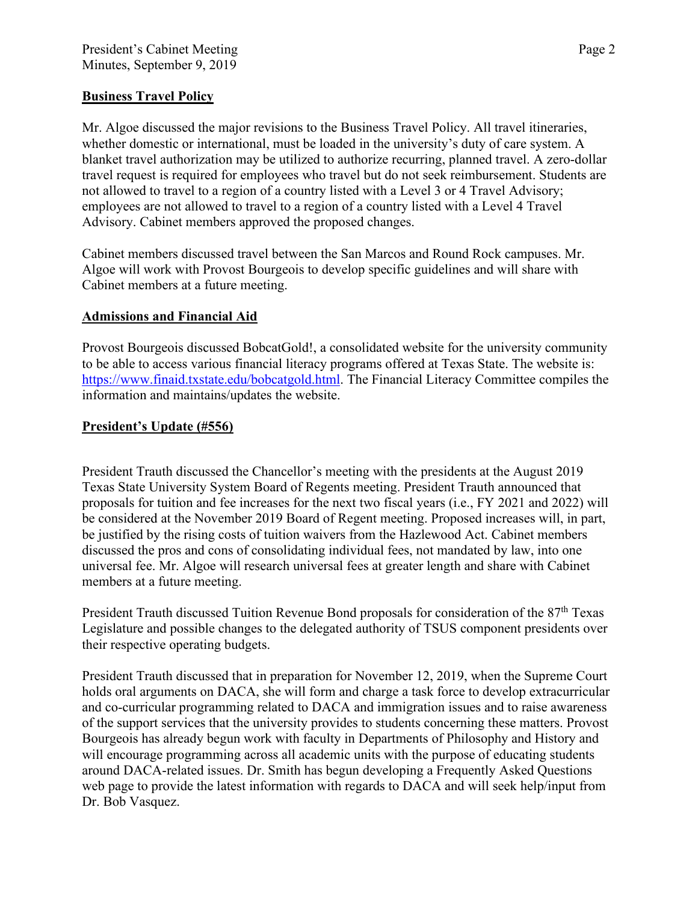## Business Travel Policy

Mr. Algoe discussed the major revisions to the Business Travel Policy. All travel itineraries, whether domestic or international, must be loaded in the university's duty of care system. A blanket travel authorization may be utilized to authorize recurring, planned travel. A zero-dollar travel request is required for employees who travel but do not seek reimbursement. Students are not allowed to travel to a region of a country listed with a Level 3 or 4 Travel Advisory; employees are not allowed to travel to a region of a country listed with a Level 4 Travel Advisory. Cabinet members approved the proposed changes.

Cabinet members discussed travel between the San Marcos and Round Rock campuses. Mr. Algoe will work with Provost Bourgeois to develop specific guidelines and will share with Cabinet members at a future meeting.

## Admissions and Financial Aid

Provost Bourgeois discussed BobcatGold!, a consolidated website for the university community to be able to access various financial literacy programs offered at Texas State. The website is: https://www.finaid.txstate.edu/bobcatgold.html. The Financial Literacy Committee compiles the information and maintains/updates the website.

## President's Update (#556)

President Trauth discussed the Chancellor's meeting with the presidents at the August 2019 Texas State University System Board of Regents meeting. President Trauth announced that proposals for tuition and fee increases for the next two fiscal years (i.e., FY 2021 and 2022) will be considered at the November 2019 Board of Regent meeting. Proposed increases will, in part, be justified by the rising costs of tuition waivers from the Hazlewood Act. Cabinet members discussed the pros and cons of consolidating individual fees, not mandated by law, into one universal fee. Mr. Algoe will research universal fees at greater length and share with Cabinet members at a future meeting.

President Trauth discussed Tuition Revenue Bond proposals for consideration of the 87th Texas Legislature and possible changes to the delegated authority of TSUS component presidents over their respective operating budgets.

President Trauth discussed that in preparation for November 12, 2019, when the Supreme Court holds oral arguments on DACA, she will form and charge a task force to develop extracurricular and co-curricular programming related to DACA and immigration issues and to raise awareness of the support services that the university provides to students concerning these matters. Provost Bourgeois has already begun work with faculty in Departments of Philosophy and History and will encourage programming across all academic units with the purpose of educating students around DACA-related issues. Dr. Smith has begun developing a Frequently Asked Questions web page to provide the latest information with regards to DACA and will seek help/input from Dr. Bob Vasquez.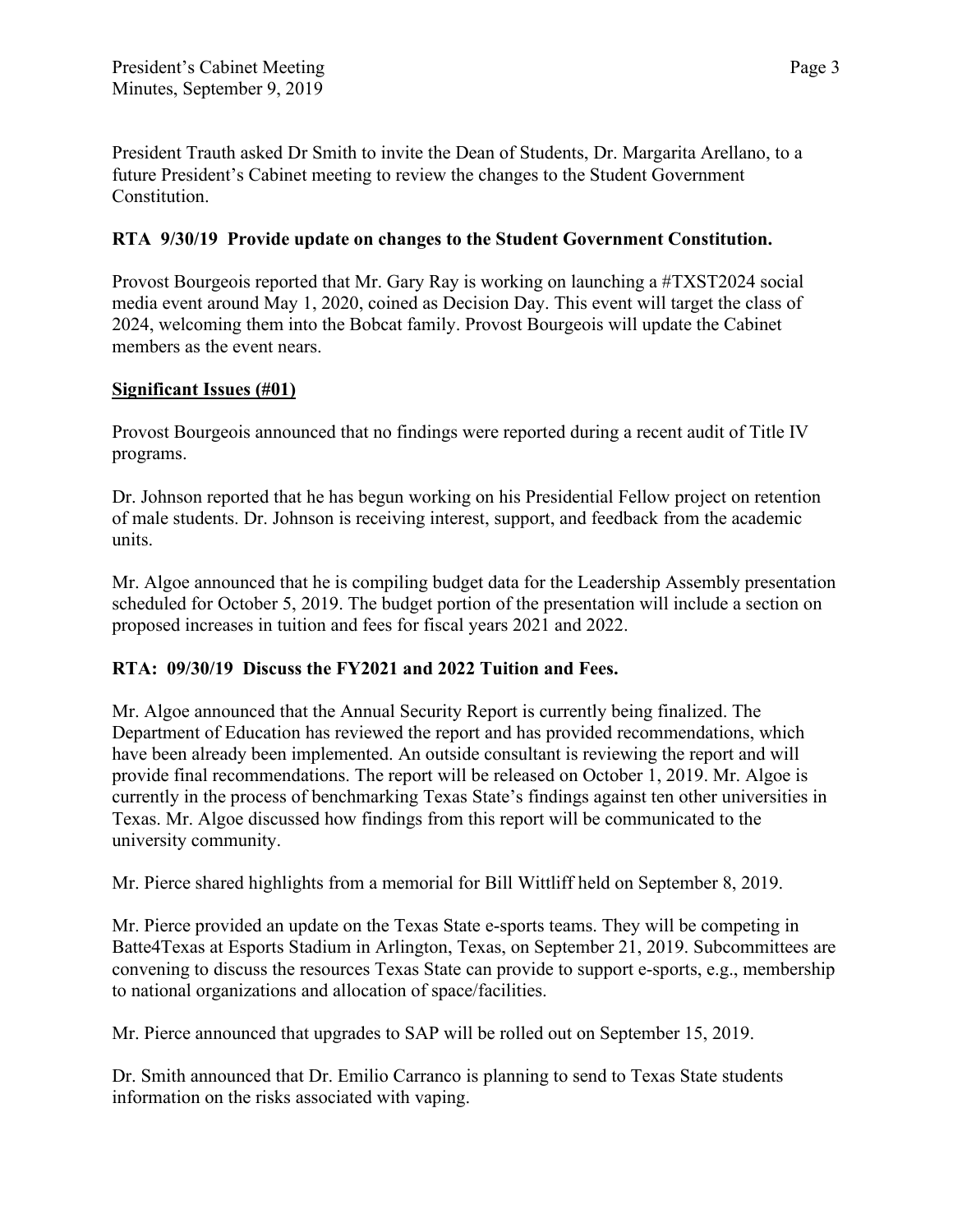President Trauth asked Dr Smith to invite the Dean of Students, Dr. Margarita Arellano, to a future President's Cabinet meeting to review the changes to the Student Government Constitution.

**RTA 9/30/19 Provide update on changes to the Student Government Constitution.**

Provost Bourgeois reported that Mr. Gary Ray is working on launching a #TXST2024 social media event around May 1, 2020, coined as Decision Day. This event will target the class of 2024, welcoming them into the Bobcat family. Provost Bourgeois will update the Cabinet members as the event nears.

**Significant Issues (#01)**

Provost Bourgeois announced that no findings were reported during a recent audit of Title IV programs.

Dr. Johnson reported that he has begun working on his Presidential Fellow project on retention of male students. Dr. Johnson is receiving interest, support, and feedback from the academic units.

Mr. Algoe announced that he is compiling budget data for the Leadership Assembly presentation scheduled for October 5, 2019. The budget portion of the presentation will include a section on proposed increases in tuition and fees for fiscal years 2021 and 2022.

**RTA: 09/30/19 Discuss the FY2021 and 2022 Tuition and Fees.**

Mr. Algoe announced that the Annual Security Report is currently being finalized. The Department of Education has reviewed the report and has provided recommendations, which have been already been implemented. An outside consultant is reviewing the report and will provide final recommendations. The report will be released on October 1, 2019. Mr. Algoe is currently in the process of benchmarking Texas State's findings against ten other universities in Texas. Mr. Algoe discussed how findings from this report will be communicated to the university community.

Mr. Pierce shared highlights from a memorial for Bill Wittliff held on September 8, 2019.

Mr. Pierce provided an update on the Texas State e-sports teams. They will be competing in Batte4Texas at Esports Stadium in Arlington, Texas, on September 21, 2019. Subcommittees are convening to discuss the resources Texas State can provide to support e-sports, e.g., membership to national organizations and allocation of space/facilities.

Mr. Pierce announced that upgrades to SAP will be rolled out on September 15, 2019.

Dr. Smith announced that Dr. Emilio Carranco is planning to send to Texas State students information on the risks associated with vaping.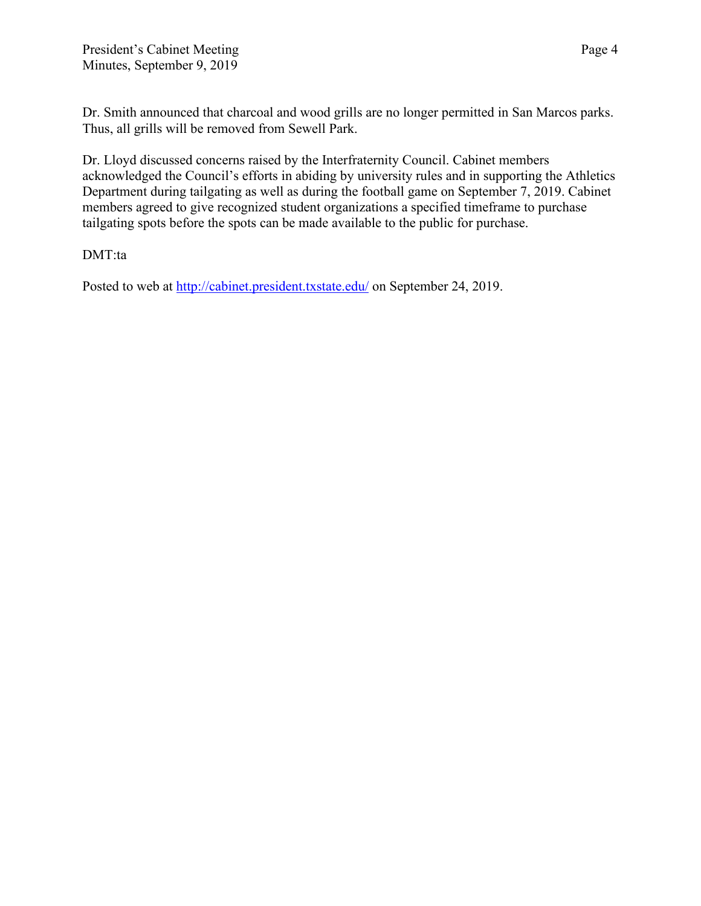Dr. Smith announced that charcoal and wood grills are no longer permitted in San Marcos parks. Thus, all grills will be removed from Sewell Park.

Dr. Lloyd discussed concerns raised by the Interfraternity Council. Cabinet members acknowledged the Council's efforts in abiding by university rules and in supporting the Athletics Department during tailgating as well as during the football game on September 7, 2019. Cabinet members agreed to give recognized student organizations a specified timeframe to purchase tailgating spots before the spots can be made available to the public for purchase.

DMT:ta

Posted to web at http://cabinet.president.txstate.edu/ on September 24, 2019.